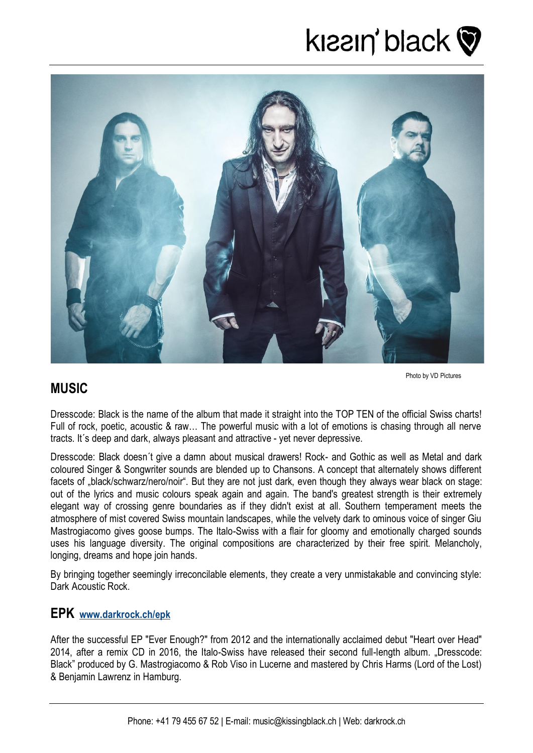Photo by VD Pictures

## MUSIC

Dresscode: Black is the name of the album that made it straight into the TOP TEN of the official Swiss charts! Full of rock, poetic, acoustic & raw… The powerful music with a lot of emotions is chasing through all nerve tracts. It´s deep and dark, always pleasant and attractive - yet never depressive.

Dresscode: Black doesn´t give a damn about musical drawers! Rock- and Gothic as well as Metal and dark coloured Singer & Songwriter sounds are blended up to Chansons. A concept that alternately shows different facets of „black/schwarz/nero/noir". But they are not just dark, even though they always wear black on stage: out of the lyrics and music colours speak again and again. The band's greatest strength is their extremely elegant way of crossing genre boundaries as if they didn't exist at all. Southern temperament meets the atmosphere of mist covered Swiss mountain landscapes, while the velvety dark to ominous voice of singer Giu Mastrogiacomo gives goose bumps. The Italo-Swiss with a flair for gloomy and emotionally charged sounds uses his language diversity. The original compositions are characterized by their free spirit. Melancholy, longing, dreams and hope join hands.

By bringing together seemingly irreconcilable elements, they create a very unmistakable and convincing style: Dark Acoustic Rock.

## EPK [www.darkrock.ch/epk](www.darkrock.ch/epk)

After the successful EP "Ever Enough?" from 2012 and the internationally acclaimed debut "Heart over Head" 2014, after a remix CD in 2016, the Italo-Swiss have released their second full-length album. „Dresscode: Black" produced by G. Mastrogiacomo & Rob Viso in Lucerne and mastered by Chris Harms (Lord of the Lost) & Benjamin Lawrenz in Hamburg.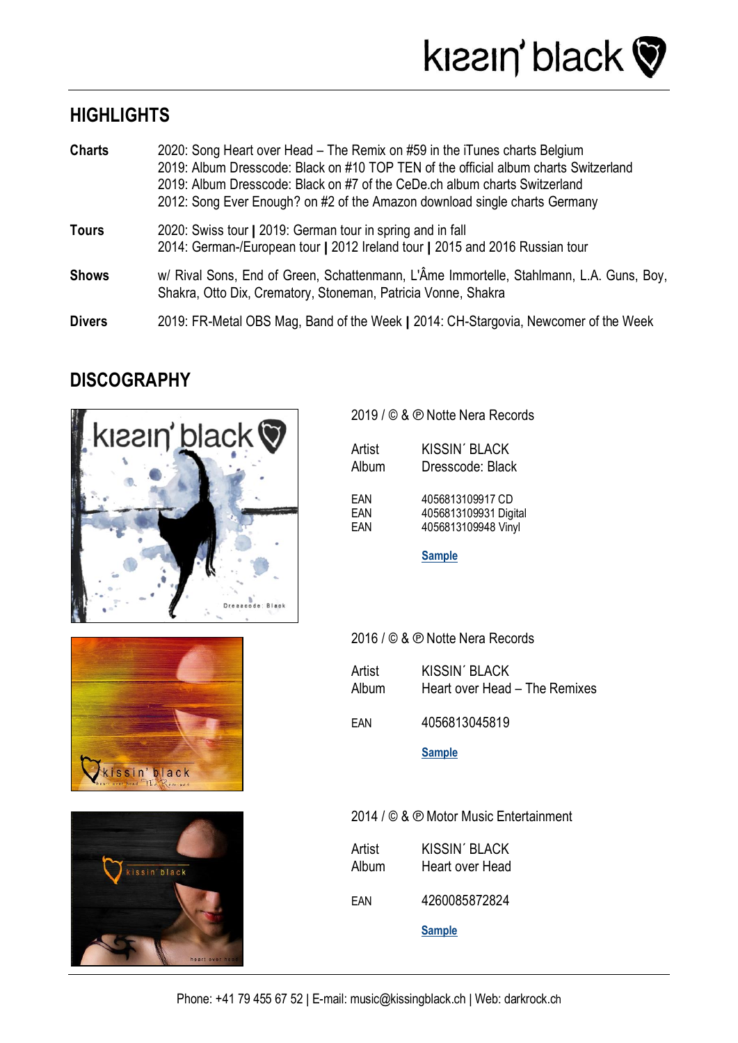## HIGHLIGHTS

| | |
|---|---|
| **Charts** | 2020: Song Heart over Head – The Remix on #59 in the iTunes charts Belgium<br>2019: Album Dresscode: Black on #10 TOP TEN of the official album charts Switzerland<br>2019: Album Dresscode: Black on #7 of the CeDe.ch album charts Switzerland<br>2012: Song Ever Enough? on #2 of the Amazon download single charts Germany |
| **Tours** | 2020: Swiss tour **\|** 2019: German tour in spring and in fall<br>2014: German-/European tour **\|** 2012 Ireland tour **\|** 2015 and 2016 Russian tour |
| **Shows** | w/ Rival Sons, End of Green, Schattenmann, L'Âme Immortelle, Stahlmann, L.A. Guns, Boy, Shakra, Otto Dix, Crematory, Stoneman, Patricia Vonne, Shakra |
| **Divers** | 2019: FR-Metal OBS Mag, Band of the Week **\|** 2014: CH-Stargovia, Newcomer of the Week |

## DISCOGRAPHY

2019 / © & ℗ Notte Nera Records

| | |
|---|---|
| Artist | KISSIN´ BLACK |
| Album | Dresscode: Black |
| EAN | 4056813109917 CD |
| EAN | 4056813109931 Digital |
| EAN | 4056813109948 Vinyl |

**Sample**

2016 / © & ℗ Notte Nera Records

| | |
|---|---|
| Artist | KISSIN´ BLACK |
| Album | Heart over Head – The Remixes |
| EAN | 4056813045819 |

**Sample**

2014 / © & ℗ Motor Music Entertainment

| | |
|---|---|
| Artist | KISSIN´ BLACK |
| Album | Heart over Head |
| EAN | 4260085872824 |

**Sample**

Phone: +41 79 455 67 52 | E-mail: music@kissingblack.ch | Web: darkrock.ch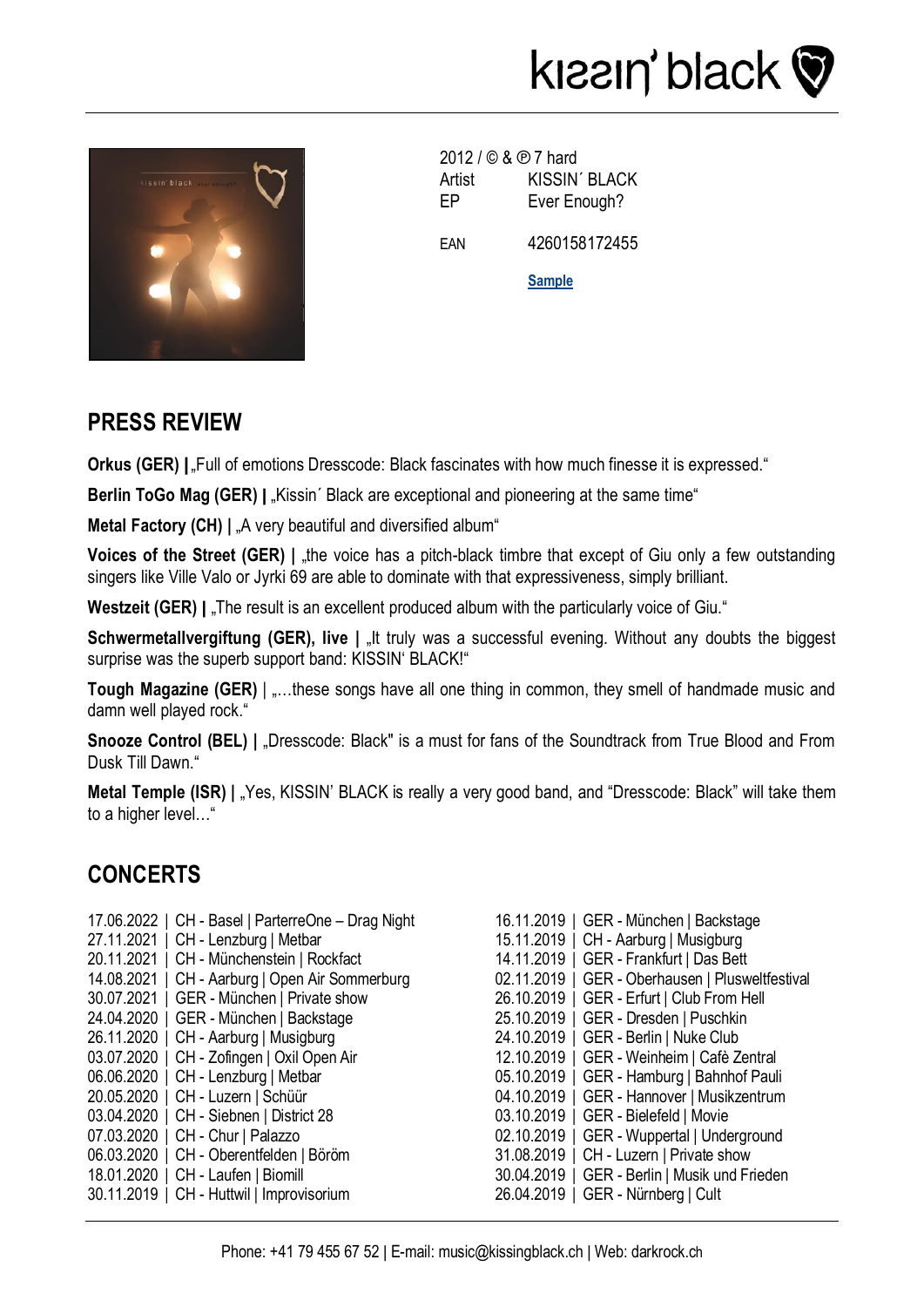2012 / © & ℗ 7 hard

| | |
|---|---|
| Artist | KISSIN´ BLACK |
| EP | Ever Enough? |
| EAN | 4260158172455 |

**Sample**

## PRESS REVIEW

**Orkus (GER) |** „Full of emotions Dresscode: Black fascinates with how much finesse it is expressed."

**Berlin ToGo Mag (GER) |** „Kissin´ Black are exceptional and pioneering at the same time"

**Metal Factory (CH) |** „A very beautiful and diversified album"

**Voices of the Street (GER) |** „the voice has a pitch-black timbre that except of Giu only a few outstanding singers like Ville Valo or Jyrki 69 are able to dominate with that expressiveness, simply brilliant.

**Westzeit (GER) |** „The result is an excellent produced album with the particularly voice of Giu."

**Schwermetallvergiftung (GER), live |** „It truly was a successful evening. Without any doubts the biggest surprise was the superb support band: KISSIN' BLACK!"

**Tough Magazine (GER)** | „…these songs have all one thing in common, they smell of handmade music and damn well played rock."

**Snooze Control (BEL) |** „Dresscode: Black" is a must for fans of the Soundtrack from True Blood and From Dusk Till Dawn."

**Metal Temple (ISR) |** „Yes, KISSIN' BLACK is really a very good band, and "Dresscode: Black" will take them to a higher level…"

## CONCERTS

17.06.2022 | CH - Basel | ParterreOne – Drag Night
27.11.2021 | CH - Lenzburg | Metbar
20.11.2021 | CH - Münchenstein | Rockfact
14.08.2021 | CH - Aarburg | Open Air Sommerburg
30.07.2021 | GER - München | Private show
24.04.2020 | GER - München | Backstage
26.11.2020 | CH - Aarburg | Musigburg
03.07.2020 | CH - Zofingen | Oxil Open Air
06.06.2020 | CH - Lenzburg | Metbar
20.05.2020 | CH - Luzern | Schüür
03.04.2020 | CH - Siebnen | District 28
07.03.2020 | CH - Chur | Palazzo
06.03.2020 | CH - Oberentfelden | Böröm
18.01.2020 | CH - Laufen | Biomill
30.11.2019 | CH - Huttwil | Improvisorium
16.11.2019 | GER - München | Backstage
15.11.2019 | CH - Aarburg | Musigburg
14.11.2019 | GER - Frankfurt | Das Bett
02.11.2019 | GER - Oberhausen | Plusweltfestival
26.10.2019 | GER - Erfurt | Club From Hell
25.10.2019 | GER - Dresden | Puschkin
24.10.2019 | GER - Berlin | Nuke Club
12.10.2019 | GER - Weinheim | Cafè Zentral
05.10.2019 | GER - Hamburg | Bahnhof Pauli
04.10.2019 | GER - Hannover | Musikzentrum
03.10.2019 | GER - Bielefeld | Movie
02.10.2019 | GER - Wuppertal | Underground
31.08.2019 | CH - Luzern | Private show
30.04.2019 | GER - Berlin | Musik und Frieden
26.04.2019 | GER - Nürnberg | Cult

Phone: +41 79 455 67 52 | E-mail: music@kissingblack.ch | Web: darkrock.ch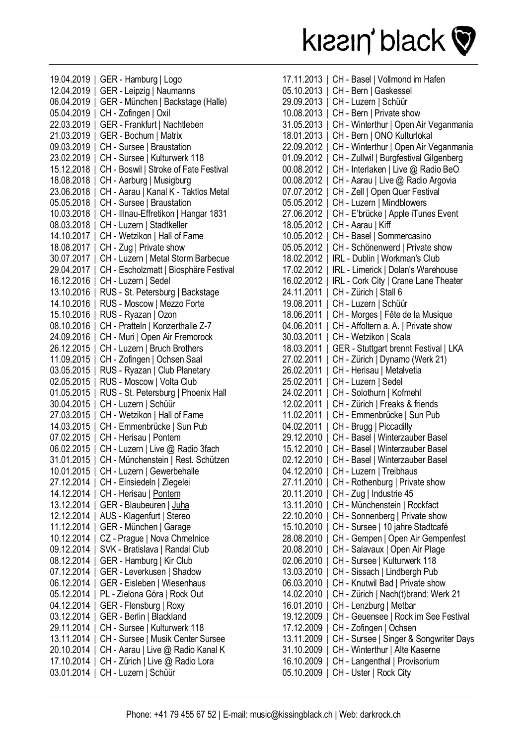19.04.2019 | GER - Hamburg | Logo
12.04.2019 | GER - Leipzig | Naumanns
06.04.2019 | GER - München | Backstage (Halle)
05.04.2019 | CH - Zofingen | Oxil
22.03.2019 | GER - Frankfurt | Nachtleben
21.03.2019 | GER - Bochum | Matrix
09.03.2019 | CH - Sursee | Braustation
23.02.2019 | CH - Sursee | Kulturwerk 118
15.12.2018 | CH - Boswil | Stroke of Fate Festival
18.08.2018 | CH - Aarburg | Musigburg
23.06.2018 | CH - Aarau | Kanal K - Taktlos Metal
05.05.2018 | CH - Sursee | Braustation
10.03.2018 | CH - Illnau-Effretikon | Hangar 1831
08.03.2018 | CH - Luzern | Stadtkeller
14.10.2017 | CH - Wetzikon | Hall of Fame
18.08.2017 | CH - Zug | Private show
30.07.2017 | CH - Luzern | Metal Storm Barbecue
29.04.2017 | CH - Escholzmatt | Biosphäre Festival
16.12.2016 | CH - Luzern | Sedel
13.10.2016 | RUS - St. Petersburg | Backstage
14.10.2016 | RUS - Moscow | Mezzo Forte
15.10.2016 | RUS - Ryazan | Ozon
08.10.2016 | CH - Pratteln | Konzerthalle Z-7
24.09.2016 | CH - Muri | Open Air Fremorock
26.12.2015 | CH - Luzern | Bruch Brothers
11.09.2015 | CH - Zofingen | Ochsen Saal
03.05.2015 | RUS - Ryazan | Club Planetary
02.05.2015 | RUS - Moscow | Volta Club
01.05.2015 | RUS - St. Petersburg | Phoenix Hall
30.04.2015 | CH - Luzern | Schüür
27.03.2015 | CH - Wetzikon | Hall of Fame
14.03.2015 | CH - Emmenbrücke | Sun Pub
07.02.2015 | CH - Herisau | Pontem
06.02.2015 | CH - Luzern | Live @ Radio 3fach
31.01.2015 | CH - Münchenstein | Rest. Schützen
10.01.2015 | CH - Luzern | Gewerbehalle
27.12.2014 | CH - Einsiedeln | Ziegelei
14.12.2014 | CH - Herisau | Pontem
13.12.2014 | GER - Blaubeuren | Juha
12.12.2014 | AUS - Klagenfurt | Stereo
11.12.2014 | GER - München | Garage
10.12.2014 | CZ - Prague | Nova Chmelnice
09.12.2014 | SVK - Bratislava | Randal Club
08.12.2014 | GER - Hamburg | Kir Club
07.12.2014 | GER - Leverkusen | Shadow
06.12.2014 | GER - Eisleben | Wiesenhaus
05.12.2014 | PL - Zielona Góra | Rock Out
04.12.2014 | GER - Flensburg | Roxy
03.12.2014 | GER - Berlin | Blackland
29.11.2014 | CH - Sursee | Kulturwerk 118
13.11.2014 | CH - Sursee | Musik Center Sursee
20.10.2014 | CH - Aarau | Live @ Radio Kanal K
17.10.2014 | CH - Zürich | Live @ Radio Lora
03.01.2014 | CH - Luzern | Schüür
17.11.2013 | CH - Basel | Vollmond im Hafen
05.10.2013 | CH - Bern | Gaskessel
29.09.2013 | CH - Luzern | Schüür
10.08.2013 | CH - Bern | Private show
31.05.2013 | CH - Winterthur | Open Air Veganmania
18.01.2013 | CH - Bern | ONO Kulturlokal
22.09.2012 | CH - Winterthur | Open Air Veganmania
01.09.2012 | CH - Zullwil | Burgfestival Gilgenberg
00.08.2012 | CH - Interlaken | Live @ Radio BeO
00.08.2012 | CH - Aarau | Live @ Radio Argovia
07.07.2012 | CH - Zell | Open Quer Festival
05.05.2012 | CH - Luzern | Mindblowers
27.06.2012 | CH - E'brücke | Apple iTunes Event
18.05.2012 | CH - Aarau | Kiff
10.05.2012 | CH - Basel | Sommercasino
05.05.2012 | CH - Schönenwerd | Private show
18.02.2012 | IRL - Dublin | Workman's Club
17.02.2012 | IRL - Limerick | Dolan's Warehouse
16.02.2012 | IRL - Cork City | Crane Lane Theater
24.11.2011 | CH - Zürich | Stall 6
19.08.2011 | CH - Luzern | Schüür
18.06.2011 | CH - Morges | Fête de la Musique
04.06.2011 | CH - Affoltern a. A. | Private show
30.03.2011 | CH - Wetzikon | Scala
18.03.2011 | GER - Stuttgart brennt Festival | LKA
27.02.2011 | CH - Zürich | Dynamo (Werk 21)
26.02.2011 | CH - Herisau | Metalvetia
25.02.2011 | CH - Luzern | Sedel
24.02.2011 | CH - Solothurn | Kofmehl
12.02.2011 | CH - Zürich | Freaks & friends
11.02.2011 | CH - Emmenbrücke | Sun Pub
04.02.2011 | CH - Brugg | Piccadilly
29.12.2010 | CH - Basel | Winterzauber Basel
15.12.2010 | CH - Basel | Winterzauber Basel
02.12.2010 | CH - Basel | Winterzauber Basel
04.12.2010 | CH - Luzern | Treibhaus
27.11.2010 | CH - Rothenburg | Private show
20.11.2010 | CH - Zug | Industrie 45
13.11.2010 | CH - Münchenstein | Rockfact
22.10.2010 | CH - Sonnenberg | Private show
15.10.2010 | CH - Sursee | 10 jahre Stadtcafé
28.08.2010 | CH - Gempen | Open Air Gempenfest
20.08.2010 | CH - Salavaux | Open Air Plage
02.06.2010 | CH - Sursee | Kulturwerk 118
13.03.2010 | CH - Sissach | Lindbergh Pub
06.03.2010 | CH - Knutwil Bad | Private show
14.02.2010 | CH - Zürich | Nach(t)brand: Werk 21
16.01.2010 | CH - Lenzburg | Metbar
19.12.2009 | CH - Geuensee | Rock im See Festival
17.12.2009 | CH - Zofingen | Ochsen
13.11.2009 | CH - Sursee | Singer & Songwriter Days
31.10.2009 | CH - Winterthur | Alte Kaserne
16.10.2009 | CH - Langenthal | Provisorium
05.10.2009 | CH - Uster | Rock City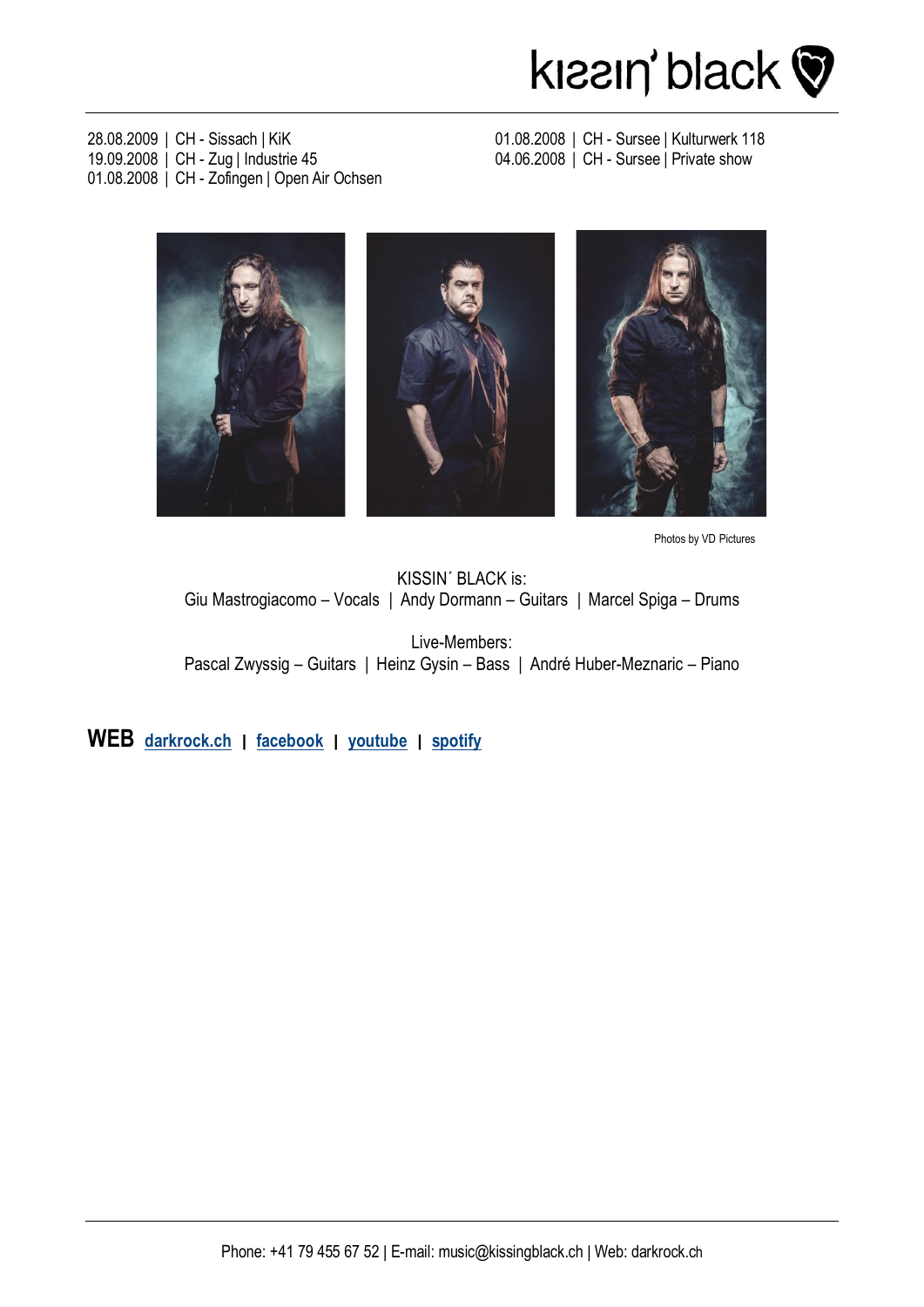28.08.2009 | CH - Sissach | KiK
19.09.2008 | CH - Zug | Industrie 45
01.08.2008 | CH - Zofingen | Open Air Ochsen
01.08.2008 | CH - Sursee | Kulturwerk 118
04.06.2008 | CH - Sursee | Private show

Photos by VD Pictures

KISSIN´ BLACK is:
Giu Mastrogiacomo – Vocals | Andy Dormann – Guitars | Marcel Spiga – Drums

Live-Members:
Pascal Zwyssig – Guitars | Heinz Gysin – Bass | André Huber-Meznaric – Piano

**WEB** **darkrock.ch** | **facebook** | **youtube** | **spotify**

Phone: +41 79 455 67 52 | E-mail: music@kissingblack.ch | Web: darkrock.ch